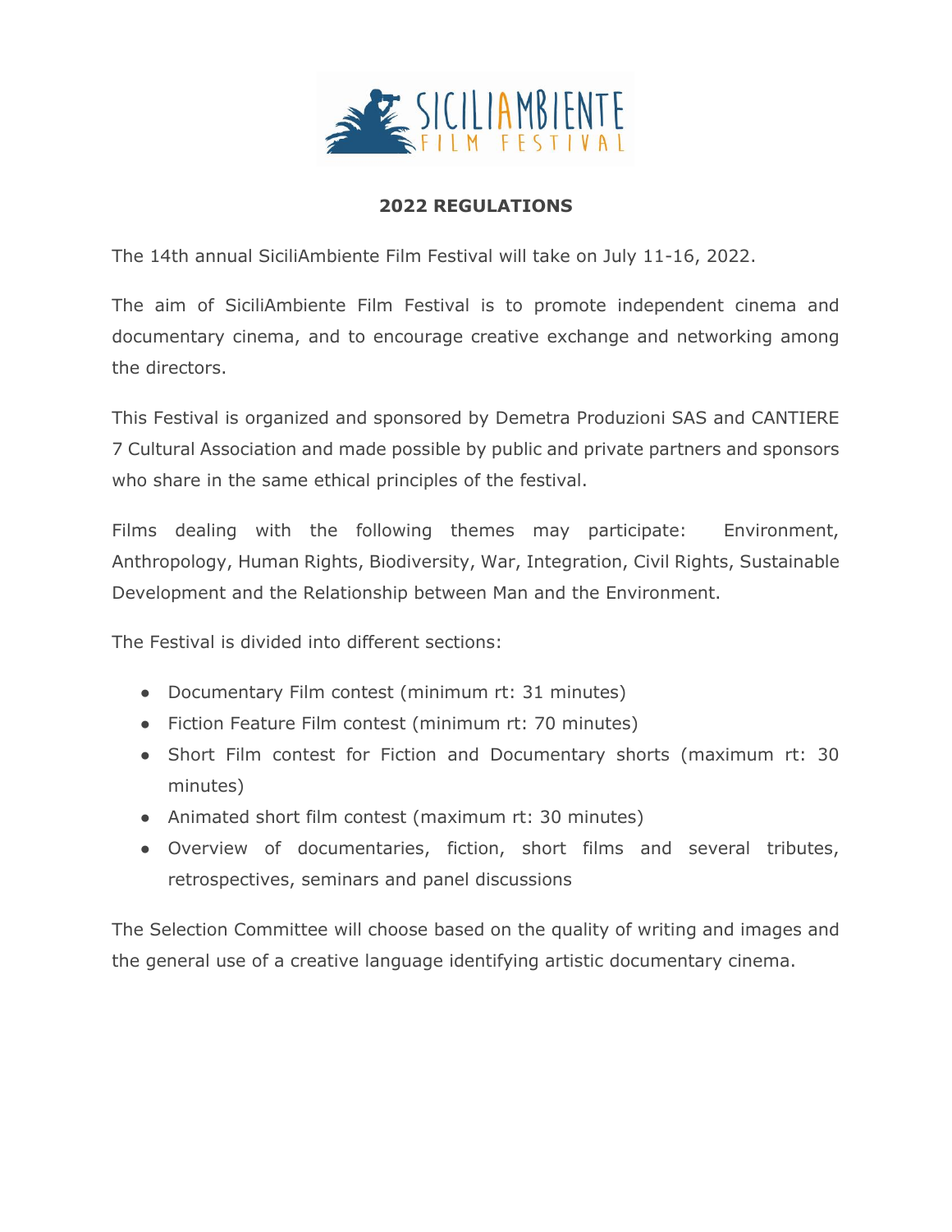## 2022 REGULATIONS

The 14th annual SiciliAmbiente Film Festival will take on July 11-16, 2022.

The aim of SiciliAmbiente Film Festival is to promote independent cinema and documentary cinema, and to encourage creative exchange and networking among the directors.

This Festival is organized and sponsored by Demetra Produzioni SAS and CANTIERE 7 Cultural Association and made possible by public and private partners and sponsors who share in the same ethical principles of the festival.

Films dealing with the following themes may participate: Environment, Anthropology, Human Rights, Biodiversity, War, Integration, Civil Rights, Sustainable Development and the Relationship between Man and the Environment.

The Festival is divided into different sections:

- Documentary Film contest (minimum rt: 31 minutes)
- Fiction Feature Film contest (minimum rt: 70 minutes)
- Short Film contest for Fiction and Documentary shorts (maximum rt: 30 minutes)
- Animated short film contest (maximum rt: 30 minutes)
- Overview of documentaries, fiction, short films and several tributes, retrospectives, seminars and panel discussions

The Selection Committee will choose based on the quality of writing and images and the general use of a creative language identifying artistic documentary cinema.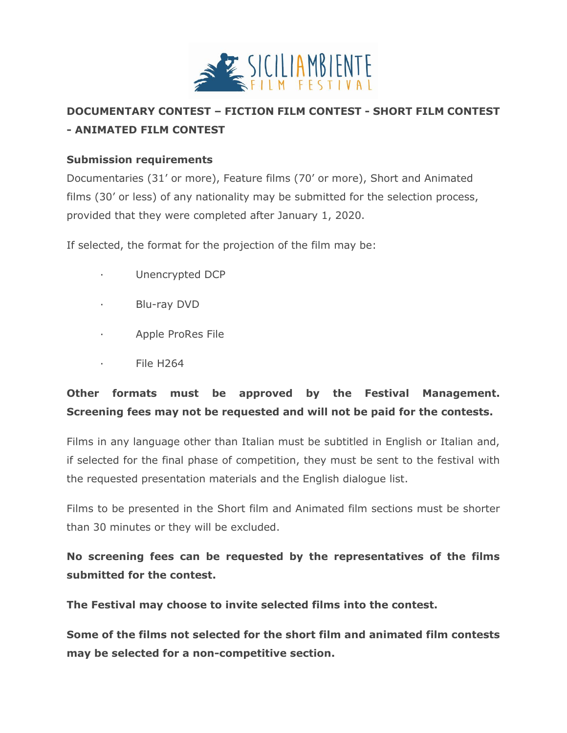**DOCUMENTARY CONTEST – FICTION FILM CONTEST - SHORT FILM CONTEST - ANIMATED FILM CONTEST**

**Submission requirements**

Documentaries (31' or more), Feature films (70' or more), Short and Animated films (30' or less) of any nationality may be submitted for the selection process, provided that they were completed after January 1, 2020.

If selected, the format for the projection of the film may be:

- Unencrypted DCP
- Blu-ray DVD
- Apple ProRes File
- File H264

**Other formats must be approved by the Festival Management. Screening fees may not be requested and will not be paid for the contests.**

Films in any language other than Italian must be subtitled in English or Italian and, if selected for the final phase of competition, they must be sent to the festival with the requested presentation materials and the English dialogue list.

Films to be presented in the Short film and Animated film sections must be shorter than 30 minutes or they will be excluded.

**No screening fees can be requested by the representatives of the films submitted for the contest.**

**The Festival may choose to invite selected films into the contest.**

**Some of the films not selected for the short film and animated film contests may be selected for a non-competitive section.**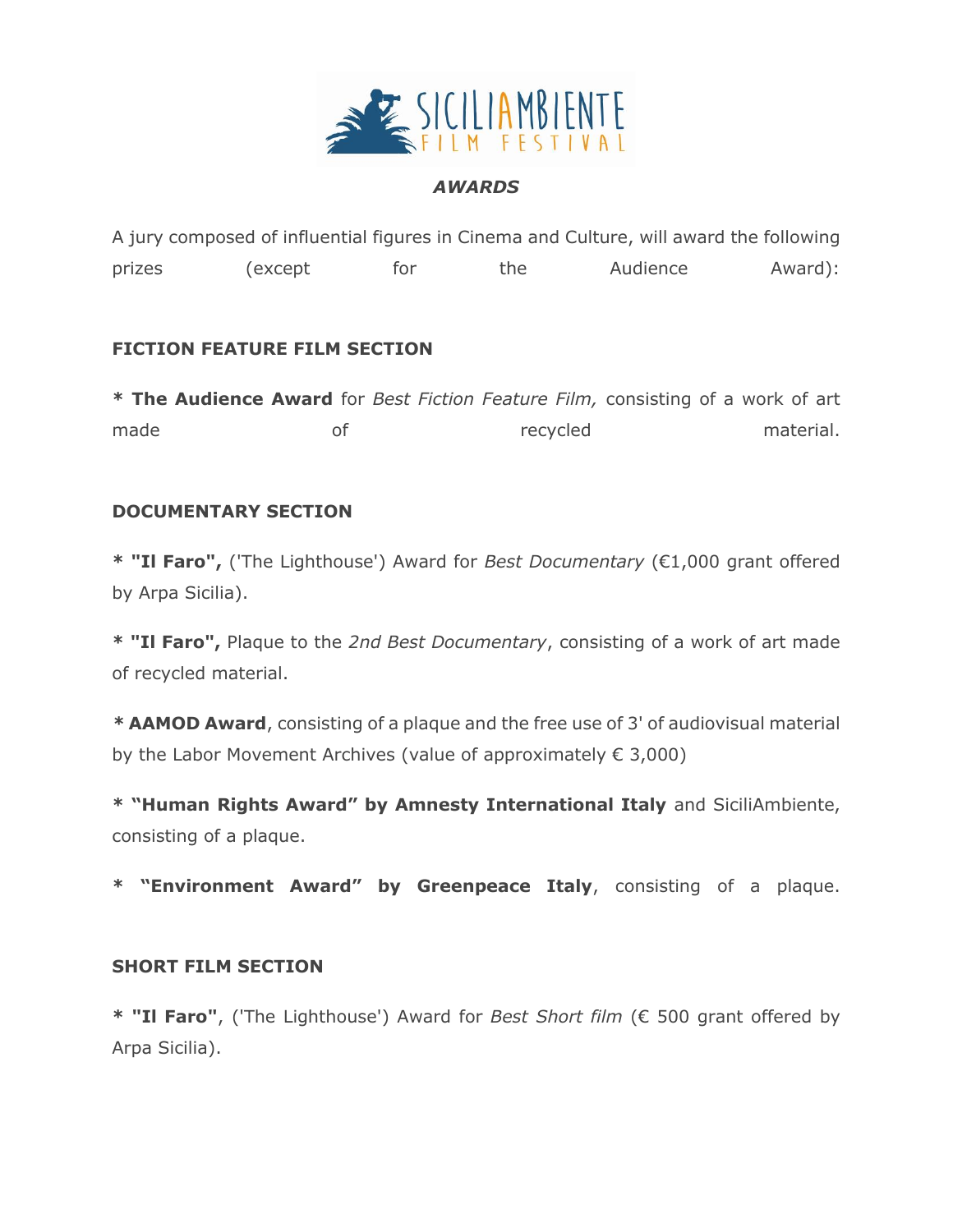## *AWARDS*

A jury composed of influential figures in Cinema and Culture, will award the following prizes (except for the Audience Award):

### FICTION FEATURE FILM SECTION

* **The Audience Award** for *Best Fiction Feature Film,* consisting of a work of art made of recycled material.

### DOCUMENTARY SECTION

* **"Il Faro",** ('The Lighthouse') Award for *Best Documentary* (€1,000 grant offered by Arpa Sicilia).

* **"Il Faro",** Plaque to the *2nd Best Documentary*, consisting of a work of art made of recycled material.

* **AAMOD Award**, consisting of a plaque and the free use of 3' of audiovisual material by the Labor Movement Archives (value of approximately € 3,000)

* **"Human Rights Award" by Amnesty International Italy** and SiciliAmbiente, consisting of a plaque.

* **"Environment Award" by Greenpeace Italy**, consisting of a plaque.

### SHORT FILM SECTION

* **"Il Faro"**, ('The Lighthouse') Award for *Best Short film* (€ 500 grant offered by Arpa Sicilia).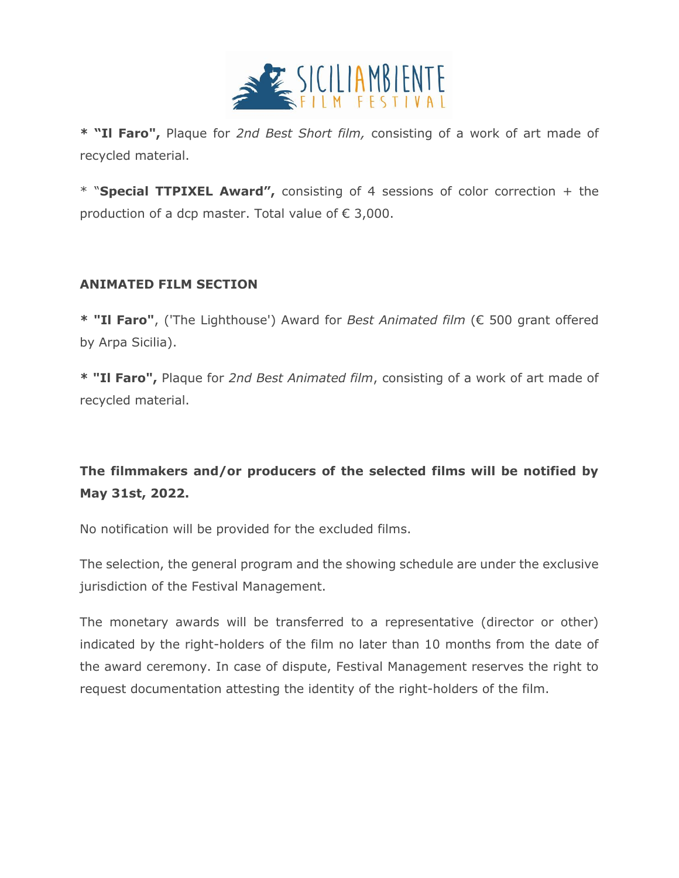* **"Il Faro",** Plaque for *2nd Best Short film,* consisting of a work of art made of recycled material.

* "**Special TTPIXEL Award",** consisting of 4 sessions of color correction + the production of a dcp master. Total value of € 3,000.

**ANIMATED FILM SECTION**

* **"Il Faro"**, ('The Lighthouse') Award for *Best Animated film* (€ 500 grant offered by Arpa Sicilia).

* **"Il Faro",** Plaque for *2nd Best Animated film*, consisting of a work of art made of recycled material.

**The filmmakers and/or producers of the selected films will be notified by May 31st, 2022.**

No notification will be provided for the excluded films.

The selection, the general program and the showing schedule are under the exclusive jurisdiction of the Festival Management.

The monetary awards will be transferred to a representative (director or other) indicated by the right-holders of the film no later than 10 months from the date of the award ceremony. In case of dispute, Festival Management reserves the right to request documentation attesting the identity of the right-holders of the film.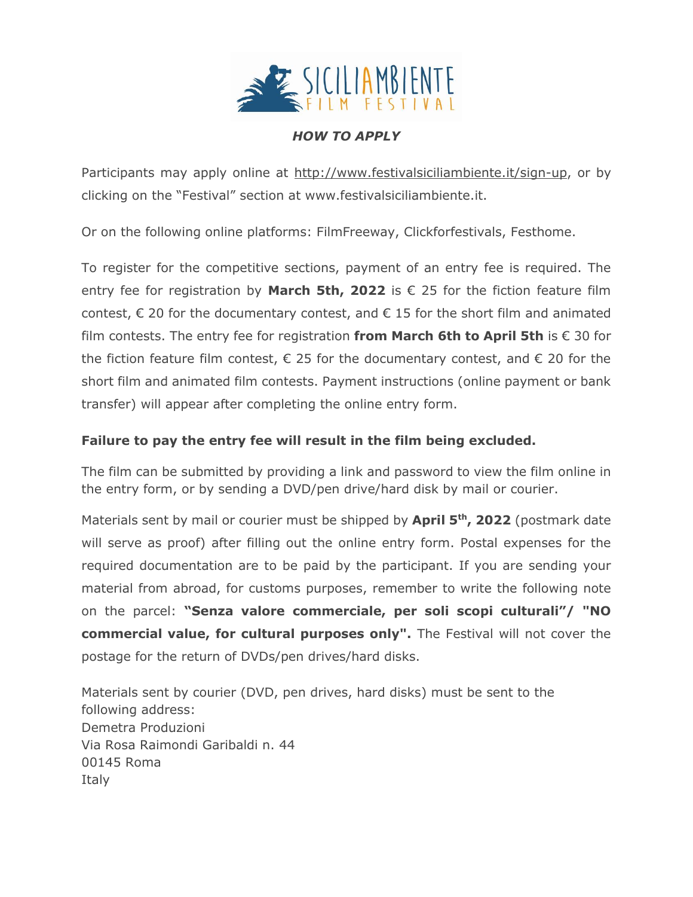## *HOW TO APPLY*

Participants may apply online at http://www.festivalsiciliambiente.it/sign-up, or by clicking on the "Festival" section at www.festivalsiciliambiente.it.

Or on the following online platforms: FilmFreeway, Clickforfestivals, Festhome.

To register for the competitive sections, payment of an entry fee is required. The entry fee for registration by **March 5th, 2022** is € 25 for the fiction feature film contest, € 20 for the documentary contest, and € 15 for the short film and animated film contests. The entry fee for registration **from March 6th to April 5th** is € 30 for the fiction feature film contest, € 25 for the documentary contest, and € 20 for the short film and animated film contests. Payment instructions (online payment or bank transfer) will appear after completing the online entry form.

**Failure to pay the entry fee will result in the film being excluded.**

The film can be submitted by providing a link and password to view the film online in the entry form, or by sending a DVD/pen drive/hard disk by mail or courier.

Materials sent by mail or courier must be shipped by **April 5th, 2022** (postmark date will serve as proof) after filling out the online entry form. Postal expenses for the required documentation are to be paid by the participant. If you are sending your material from abroad, for customs purposes, remember to write the following note on the parcel: **"Senza valore commerciale, per soli scopi culturali"/ "NO commercial value, for cultural purposes only".** The Festival will not cover the postage for the return of DVDs/pen drives/hard disks.

Materials sent by courier (DVD, pen drives, hard disks) must be sent to the following address:
Demetra Produzioni
Via Rosa Raimondi Garibaldi n. 44
00145 Roma
Italy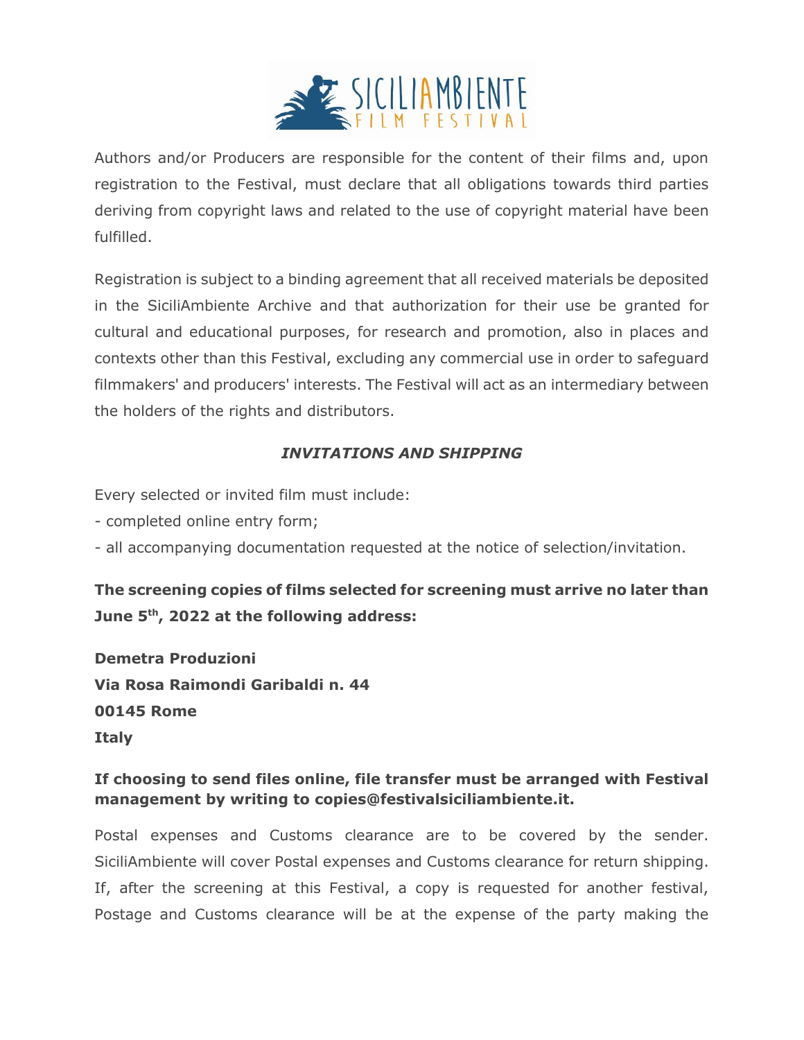Authors and/or Producers are responsible for the content of their films and, upon registration to the Festival, must declare that all obligations towards third parties deriving from copyright laws and related to the use of copyright material have been fulfilled.

Registration is subject to a binding agreement that all received materials be deposited in the SiciliAmbiente Archive and that authorization for their use be granted for cultural and educational purposes, for research and promotion, also in places and contexts other than this Festival, excluding any commercial use in order to safeguard filmmakers' and producers' interests. The Festival will act as an intermediary between the holders of the rights and distributors.

### *INVITATIONS AND SHIPPING*

Every selected or invited film must include:

- completed online entry form;
- all accompanying documentation requested at the notice of selection/invitation.

**The screening copies of films selected for screening must arrive no later than June 5th, 2022 at the following address:**

**Demetra Produzioni**
**Via Rosa Raimondi Garibaldi n. 44**
**00145 Rome**
**Italy**

**If choosing to send files online, file transfer must be arranged with Festival management by writing to copies@festivalsiciliambiente.it.**

Postal expenses and Customs clearance are to be covered by the sender. SiciliAmbiente will cover Postal expenses and Customs clearance for return shipping. If, after the screening at this Festival, a copy is requested for another festival, Postage and Customs clearance will be at the expense of the party making the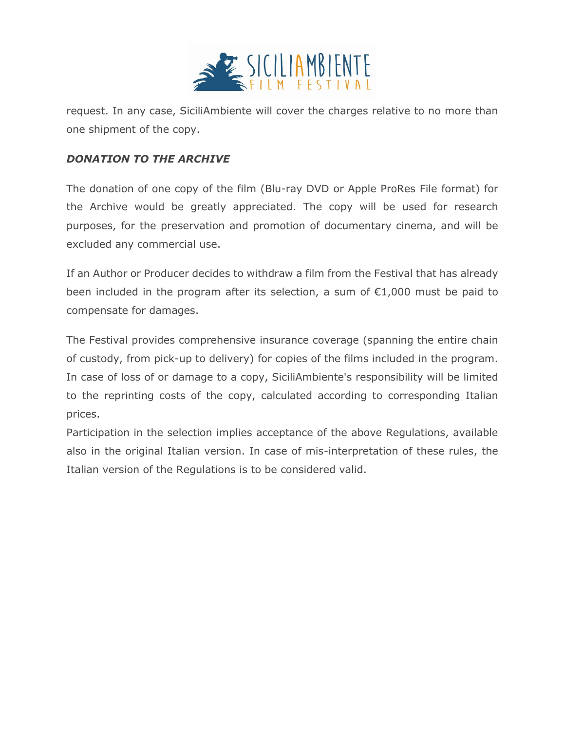request. In any case, SiciliAmbiente will cover the charges relative to no more than one shipment of the copy.

***DONATION TO THE ARCHIVE***

The donation of one copy of the film (Blu-ray DVD or Apple ProRes File format) for the Archive would be greatly appreciated. The copy will be used for research purposes, for the preservation and promotion of documentary cinema, and will be excluded any commercial use.

If an Author or Producer decides to withdraw a film from the Festival that has already been included in the program after its selection, a sum of €1,000 must be paid to compensate for damages.

The Festival provides comprehensive insurance coverage (spanning the entire chain of custody, from pick-up to delivery) for copies of the films included in the program. In case of loss of or damage to a copy, SiciliAmbiente's responsibility will be limited to the reprinting costs of the copy, calculated according to corresponding Italian prices.
Participation in the selection implies acceptance of the above Regulations, available also in the original Italian version. In case of mis-interpretation of these rules, the Italian version of the Regulations is to be considered valid.